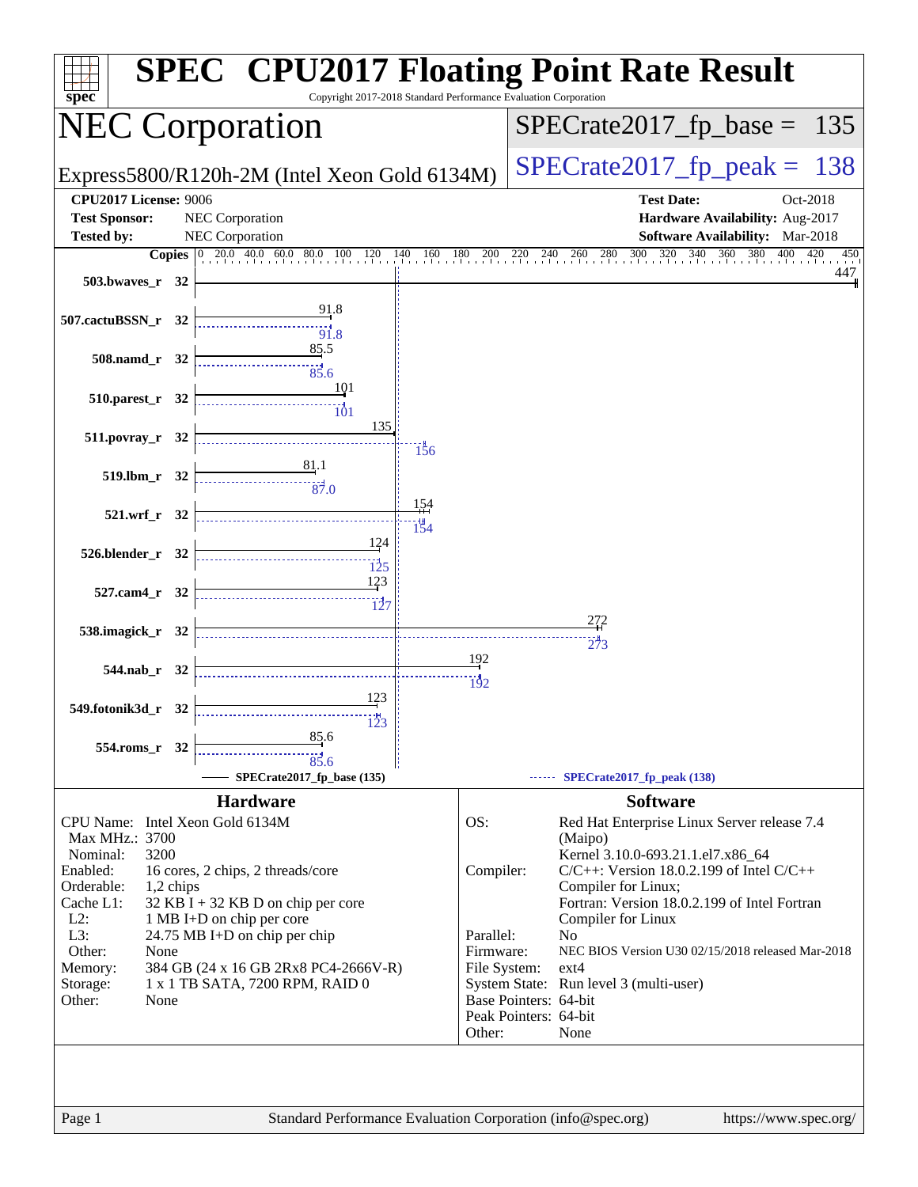# SPEC CPU2017 Floating Point Rate Result

Copyright 2017-2018 Standard Performance Evaluation Corporation

## NEC Corporation

Express5800/R120h-2M (Intel Xeon Gold 6134M)

SPECrate2017_fp_base = 135

SPECrate2017_fp_peak = 138

**CPU2017 License:** 9006
**Test Sponsor:** NEC Corporation
**Tested by:** NEC Corporation

**Test Date:** Oct-2018
**Hardware Availability:** Aug-2017
**Software Availability:** Mar-2018

Copies 0 20.0 40.0 60.0 80.0 100 120 140 160 180 200 220 240 260 280 300 320 340 360 380 400 420 450

503.bwaves_r 32 447
507.cactuBSSN_r 32 91.8 91.8
508.namd_r 32 85.5 85.6
510.parest_r 32 101 101
511.povray_r 32 135 156
519.lbm_r 32 81.1 87.0
521.wrf_r 32 154 154
526.blender_r 32 124 125
527.cam4_r 32 123 127
538.imagick_r 32 272 273
544.nab_r 32 192 192
549.fotonik3d_r 32 123 123
554.roms_r 32 85.6 85.6

SPECrate2017_fp_base (135)
SPECrate2017_fp_peak (138)

## Hardware

| | |
|---|---|
| CPU Name: | Intel Xeon Gold 6134M |
| Max MHz.: | 3700 |
| Nominal: | 3200 |
| Enabled: | 16 cores, 2 chips, 2 threads/core |
| Orderable: | 1,2 chips |
| Cache L1: | 32 KB I + 32 KB D on chip per core |
| L2: | 1 MB I+D on chip per core |
| L3: | 24.75 MB I+D on chip per chip |
| Other: | None |
| Memory: | 384 GB (24 x 16 GB 2Rx8 PC4-2666V-R) |
| Storage: | 1 x 1 TB SATA, 7200 RPM, RAID 0 |
| Other: | None |

## Software

| | |
|---|---|
| OS: | Red Hat Enterprise Linux Server release 7.4 (Maipo) Kernel 3.10.0-693.21.1.el7.x86_64 |
| Compiler: | C/C++: Version 18.0.2.199 of Intel C/C++ Compiler for Linux; Fortran: Version 18.0.2.199 of Intel Fortran Compiler for Linux |
| Parallel: | No |
| Firmware: | NEC BIOS Version U30 02/15/2018 released Mar-2018 |
| File System: | ext4 |
| System State: | Run level 3 (multi-user) |
| Base Pointers: | 64-bit |
| Peak Pointers: | 64-bit |
| Other: | None |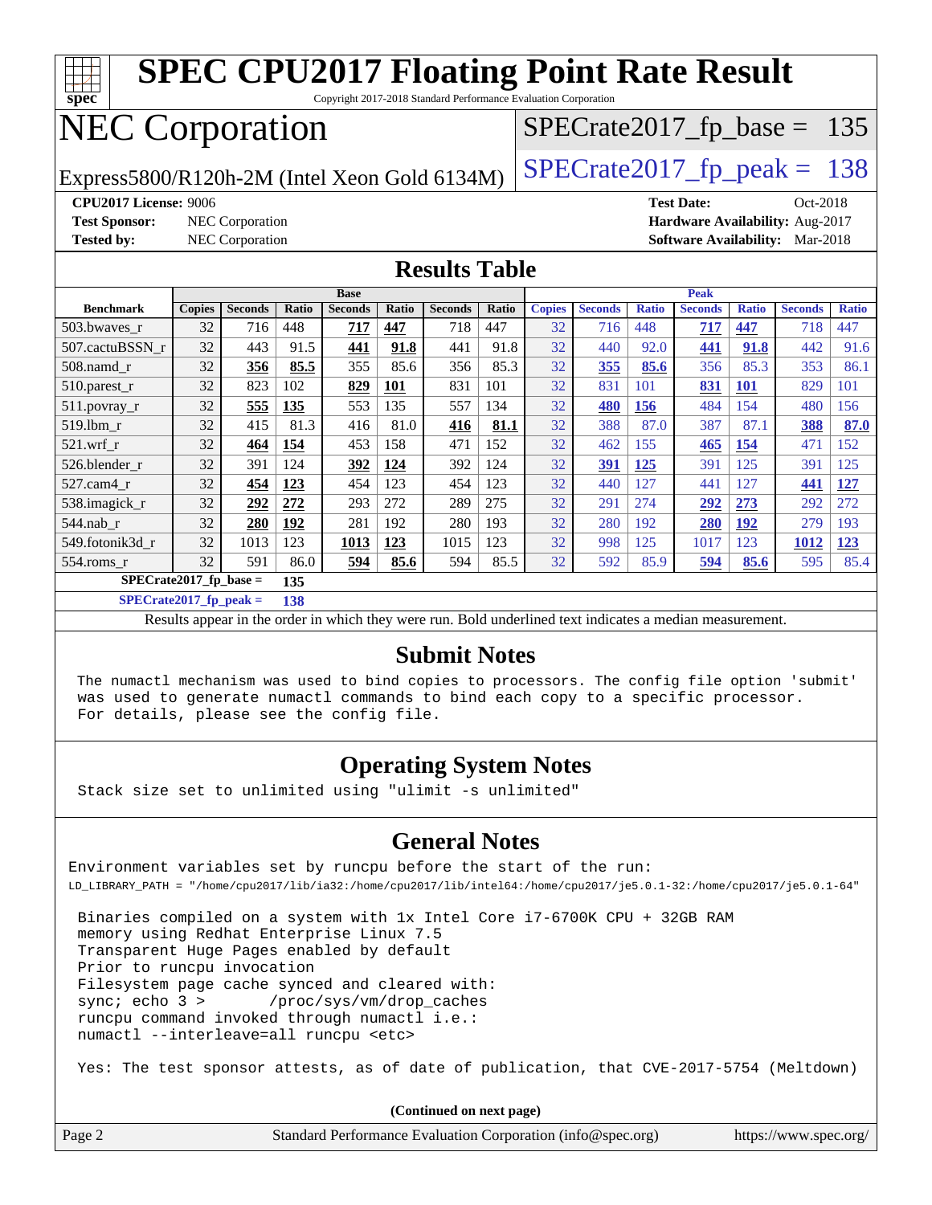# SPEC CPU2017 Floating Point Rate Result

Copyright 2017-2018 Standard Performance Evaluation Corporation

# NEC Corporation

Express5800/R120h-2M (Intel Xeon Gold 6134M)

SPECrate2017_fp_base = 135

SPECrate2017_fp_peak = 138

**CPU2017 License:** 9006
**Test Sponsor:** NEC Corporation
**Tested by:** NEC Corporation

**Test Date:** Oct-2018
**Hardware Availability:** Aug-2017
**Software Availability:** Mar-2018

## Results Table

| | Base | | | | | | | Peak | | | | | | |
|---|---|---|---|---|---|---|---|---|---|---|---|---|---|---|
| **Benchmark** | **Copies** | **Seconds** | **Ratio** | **Seconds** | **Ratio** | **Seconds** | **Ratio** | **Copies** | **Seconds** | **Ratio** | **Seconds** | **Ratio** | **Seconds** | **Ratio** |
| 503.bwaves_r | 32 | 716 | 448 | **717** | **447** | 718 | 447 | 32 | 716 | 448 | **717** | **447** | 718 | 447 |
| 507.cactuBSSN_r | 32 | 443 | 91.5 | **441** | **91.8** | 441 | 91.8 | 32 | 440 | 92.0 | **441** | **91.8** | 442 | 91.6 |
| 508.namd_r | 32 | **356** | **85.5** | 355 | 85.6 | 356 | 85.3 | 32 | **355** | **85.6** | 356 | 85.3 | 353 | 86.1 |
| 510.parest_r | 32 | 823 | 102 | **829** | **101** | 831 | 101 | 32 | 831 | 101 | **831** | **101** | 829 | 101 |
| 511.povray_r | 32 | **555** | **135** | 553 | 135 | 557 | 134 | 32 | **480** | **156** | 484 | 154 | 480 | 156 |
| 519.lbm_r | 32 | 415 | 81.3 | 416 | 81.0 | **416** | **81.1** | 32 | 388 | 87.0 | 387 | 87.1 | **388** | **87.0** |
| 521.wrf_r | 32 | **464** | **154** | 453 | 158 | 471 | 152 | 32 | 462 | 155 | **465** | **154** | 471 | 152 |
| 526.blender_r | 32 | 391 | 124 | **392** | **124** | 392 | 124 | 32 | **391** | **125** | 391 | 125 | 391 | 125 |
| 527.cam4_r | 32 | **454** | **123** | 454 | 123 | 454 | 123 | 32 | 440 | 127 | 441 | 127 | **441** | **127** |
| 538.imagick_r | 32 | **292** | **272** | 293 | 272 | 289 | 275 | 32 | 291 | 274 | **292** | **273** | 292 | 272 |
| 544.nab_r | 32 | **280** | **192** | 281 | 192 | 280 | 193 | 32 | 280 | 192 | **280** | **192** | 279 | 193 |
| 549.fotonik3d_r | 32 | 1013 | 123 | **1013** | **123** | 1015 | 123 | 32 | 998 | 125 | 1017 | 123 | **1012** | **123** |
| 554.roms_r | 32 | 591 | 86.0 | **594** | **85.6** | 594 | 85.5 | 32 | 592 | 85.9 | **594** | **85.6** | 595 | 85.4 |

**SPECrate2017_fp_base = 135**

**SPECrate2017_fp_peak = 138**

Results appear in the order in which they were run. Bold underlined text indicates a median measurement.

## Submit Notes

The numactl mechanism was used to bind copies to processors. The config file option 'submit' was used to generate numactl commands to bind each copy to a specific processor. For details, please see the config file.

## Operating System Notes

Stack size set to unlimited using "ulimit -s unlimited"

## General Notes

Environment variables set by runcpu before the start of the run:
LD_LIBRARY_PATH = "/home/cpu2017/lib/ia32:/home/cpu2017/lib/intel64:/home/cpu2017/je5.0.1-32:/home/cpu2017/je5.0.1-64"

Binaries compiled on a system with 1x Intel Core i7-6700K CPU + 32GB RAM
memory using Redhat Enterprise Linux 7.5
Transparent Huge Pages enabled by default
Prior to runcpu invocation
Filesystem page cache synced and cleared with:
sync; echo 3 > /proc/sys/vm/drop_caches
runcpu command invoked through numactl i.e.:
numactl --interleave=all runcpu <etc>

Yes: The test sponsor attests, as of date of publication, that CVE-2017-5754 (Meltdown)

(Continued on next page)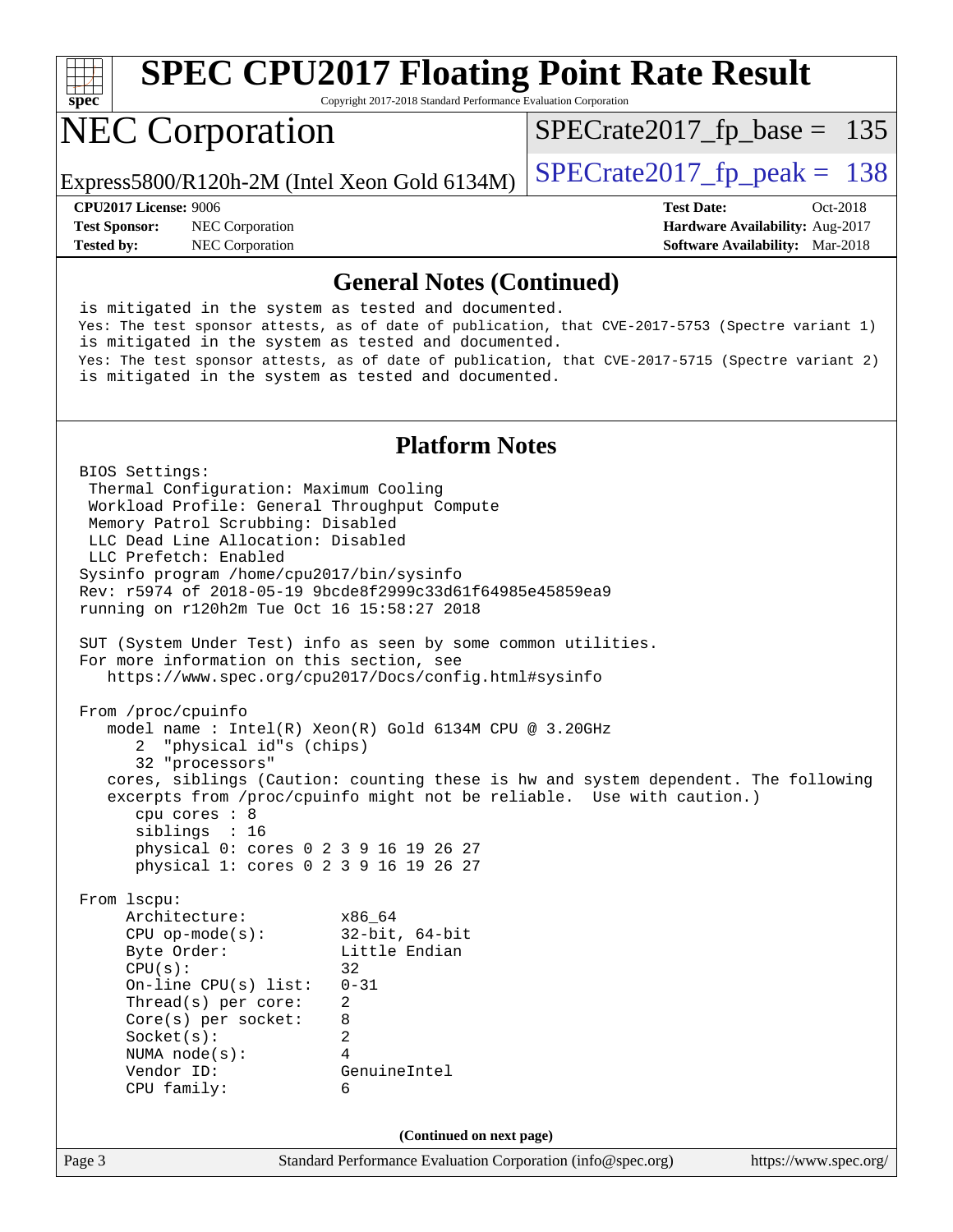# SPEC CPU2017 Floating Point Rate Result

Copyright 2017-2018 Standard Performance Evaluation Corporation

# NEC Corporation

Express5800/R120h-2M (Intel Xeon Gold 6134M)

SPECrate2017_fp_base = 135

SPECrate2017_fp_peak = 138

**CPU2017 License:** 9006
**Test Sponsor:** NEC Corporation
**Tested by:** NEC Corporation

**Test Date:** Oct-2018
**Hardware Availability:** Aug-2017
**Software Availability:** Mar-2018

## General Notes (Continued)

```
 is mitigated in the system as tested and documented.
 Yes: The test sponsor attests, as of date of publication, that CVE-2017-5753 (Spectre variant 1)
 is mitigated in the system as tested and documented.
 Yes: The test sponsor attests, as of date of publication, that CVE-2017-5715 (Spectre variant 2)
 is mitigated in the system as tested and documented.
```

## Platform Notes

```
 BIOS Settings:
  Thermal Configuration: Maximum Cooling
  Workload Profile: General Throughput Compute
  Memory Patrol Scrubbing: Disabled
  LLC Dead Line Allocation: Disabled
  LLC Prefetch: Enabled
 Sysinfo program /home/cpu2017/bin/sysinfo
 Rev: r5974 of 2018-05-19 9bcde8f2999c33d61f64985e45859ea9
 running on r120h2m Tue Oct 16 15:58:27 2018

 SUT (System Under Test) info as seen by some common utilities.
 For more information on this section, see
    https://www.spec.org/cpu2017/Docs/config.html#sysinfo

 From /proc/cpuinfo
    model name : Intel(R) Xeon(R) Gold 6134M CPU @ 3.20GHz
       2  "physical id"s (chips)
       32 "processors"
    cores, siblings (Caution: counting these is hw and system dependent. The following
    excerpts from /proc/cpuinfo might not be reliable.  Use with caution.)
       cpu cores : 8
       siblings  : 16
       physical 0: cores 0 2 3 9 16 19 26 27
       physical 1: cores 0 2 3 9 16 19 26 27

 From lscpu:
      Architecture:          x86_64
      CPU op-mode(s):        32-bit, 64-bit
      Byte Order:            Little Endian
      CPU(s):                32
      On-line CPU(s) list:   0-31
      Thread(s) per core:    2
      Core(s) per socket:    8
      Socket(s):             2
      NUMA node(s):          4
      Vendor ID:             GenuineIntel
      CPU family:            6
```

(Continued on next page)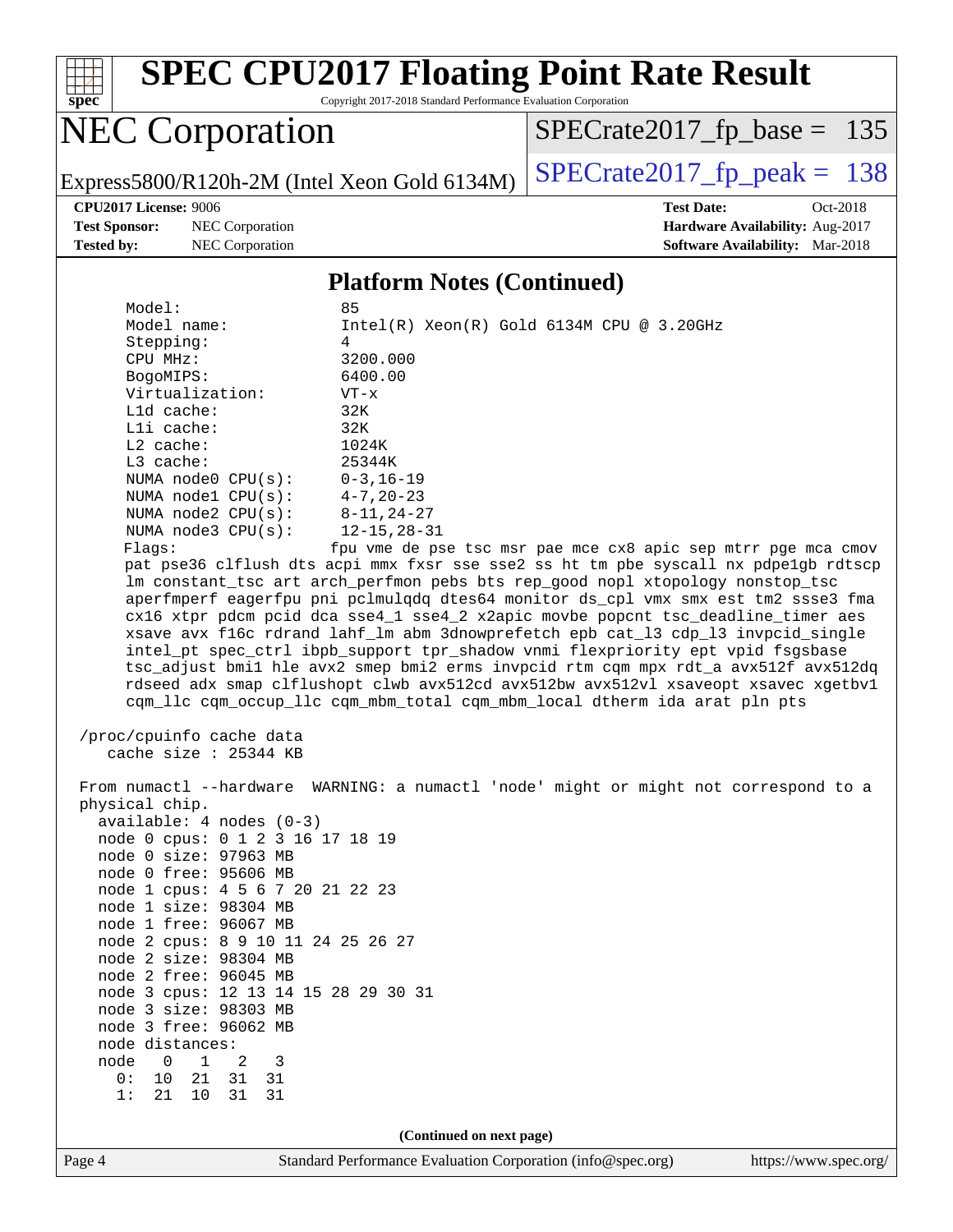## Platform Notes (Continued)

```
      Model:                 85
      Model name:            Intel(R) Xeon(R) Gold 6134M CPU @ 3.20GHz
      Stepping:              4
      CPU MHz:               3200.000
      BogoMIPS:              6400.00
      Virtualization:        VT-x
      L1d cache:             32K
      L1i cache:             32K
      L2 cache:              1024K
      L3 cache:              25344K
      NUMA node0 CPU(s):     0-3,16-19
      NUMA node1 CPU(s):     4-7,20-23
      NUMA node2 CPU(s):     8-11,24-27
      NUMA node3 CPU(s):     12-15,28-31
      Flags:                 fpu vme de pse tsc msr pae mce cx8 apic sep mtrr pge mca cmov
      pat pse36 clflush dts acpi mmx fxsr sse sse2 ss ht tm pbe syscall nx pdpe1gb rdtscp
      lm constant_tsc art arch_perfmon pebs bts rep_good nopl xtopology nonstop_tsc
      aperfmperf eagerfpu pni pclmulqdq dtes64 monitor ds_cpl vmx smx est tm2 ssse3 fma
      cx16 xtpr pdcm pcid dca sse4_1 sse4_2 x2apic movbe popcnt tsc_deadline_timer aes
      xsave avx f16c rdrand lahf_lm abm 3dnowprefetch epb cat_l3 cdp_l3 invpcid_single
      intel_pt spec_ctrl ibpb_support tpr_shadow vnmi flexpriority ept vpid fsgsbase
      tsc_adjust bmi1 hle avx2 smep bmi2 erms invpcid rtm cqm mpx rdt_a avx512f avx512dq
      rdseed adx smap clflushopt clwb avx512cd avx512bw avx512vl xsaveopt xsavec xgetbv1
      cqm_llc cqm_occup_llc cqm_mbm_total cqm_mbm_local dtherm ida arat pln pts

 /proc/cpuinfo cache data
    cache size : 25344 KB

 From numactl --hardware  WARNING: a numactl 'node' might or might not correspond to a
 physical chip.
   available: 4 nodes (0-3)
   node 0 cpus: 0 1 2 3 16 17 18 19
   node 0 size: 97963 MB
   node 0 free: 95606 MB
   node 1 cpus: 4 5 6 7 20 21 22 23
   node 1 size: 98304 MB
   node 1 free: 96067 MB
   node 2 cpus: 8 9 10 11 24 25 26 27
   node 2 size: 98304 MB
   node 2 free: 96045 MB
   node 3 cpus: 12 13 14 15 28 29 30 31
   node 3 size: 98303 MB
   node 3 free: 96062 MB
   node distances:
   node   0   1   2   3
     0:  10  21  31  31
     1:  21  10  31  31
```

(Continued on next page)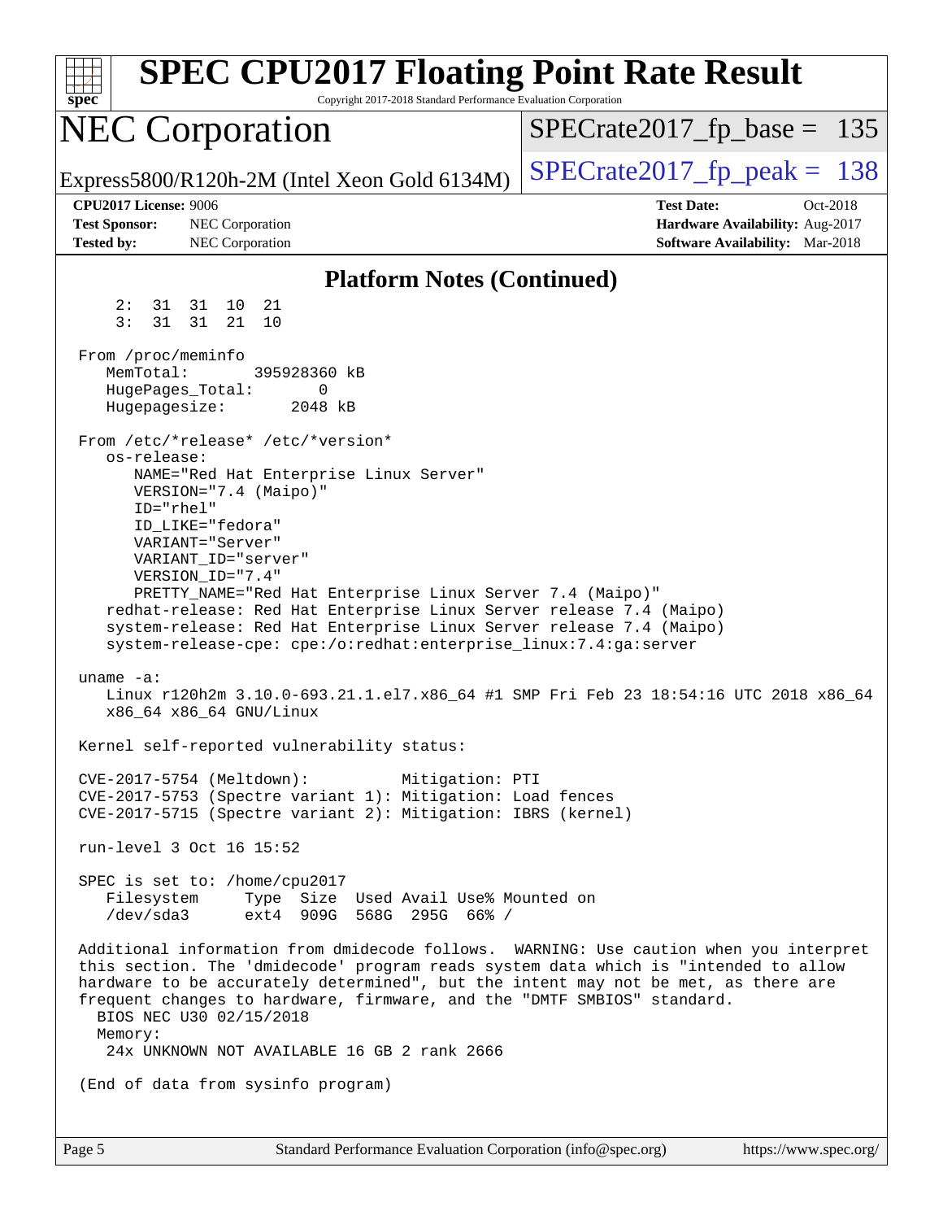## Platform Notes (Continued)

```
     2:  31  31  10  21
     3:  31  31  21  10

 From /proc/meminfo
    MemTotal:       395928360 kB
    HugePages_Total:       0
    Hugepagesize:       2048 kB

 From /etc/*release* /etc/*version*
    os-release:
       NAME="Red Hat Enterprise Linux Server"
       VERSION="7.4 (Maipo)"
       ID="rhel"
       ID_LIKE="fedora"
       VARIANT="Server"
       VARIANT_ID="server"
       VERSION_ID="7.4"
       PRETTY_NAME="Red Hat Enterprise Linux Server 7.4 (Maipo)"
    redhat-release: Red Hat Enterprise Linux Server release 7.4 (Maipo)
    system-release: Red Hat Enterprise Linux Server release 7.4 (Maipo)
    system-release-cpe: cpe:/o:redhat:enterprise_linux:7.4:ga:server

 uname -a:
    Linux r120h2m 3.10.0-693.21.1.el7.x86_64 #1 SMP Fri Feb 23 18:54:16 UTC 2018 x86_64
    x86_64 x86_64 GNU/Linux

 Kernel self-reported vulnerability status:

 CVE-2017-5754 (Meltdown):          Mitigation: PTI
 CVE-2017-5753 (Spectre variant 1): Mitigation: Load fences
 CVE-2017-5715 (Spectre variant 2): Mitigation: IBRS (kernel)

 run-level 3 Oct 16 15:52

 SPEC is set to: /home/cpu2017
    Filesystem     Type  Size  Used Avail Use% Mounted on
    /dev/sda3      ext4  909G  568G  295G  66% /

 Additional information from dmidecode follows.  WARNING: Use caution when you interpret
 this section. The 'dmidecode' program reads system data which is "intended to allow
 hardware to be accurately determined", but the intent may not be met, as there are
 frequent changes to hardware, firmware, and the "DMTF SMBIOS" standard.
   BIOS NEC U30 02/15/2018
   Memory:
    24x UNKNOWN NOT AVAILABLE 16 GB 2 rank 2666

 (End of data from sysinfo program)
```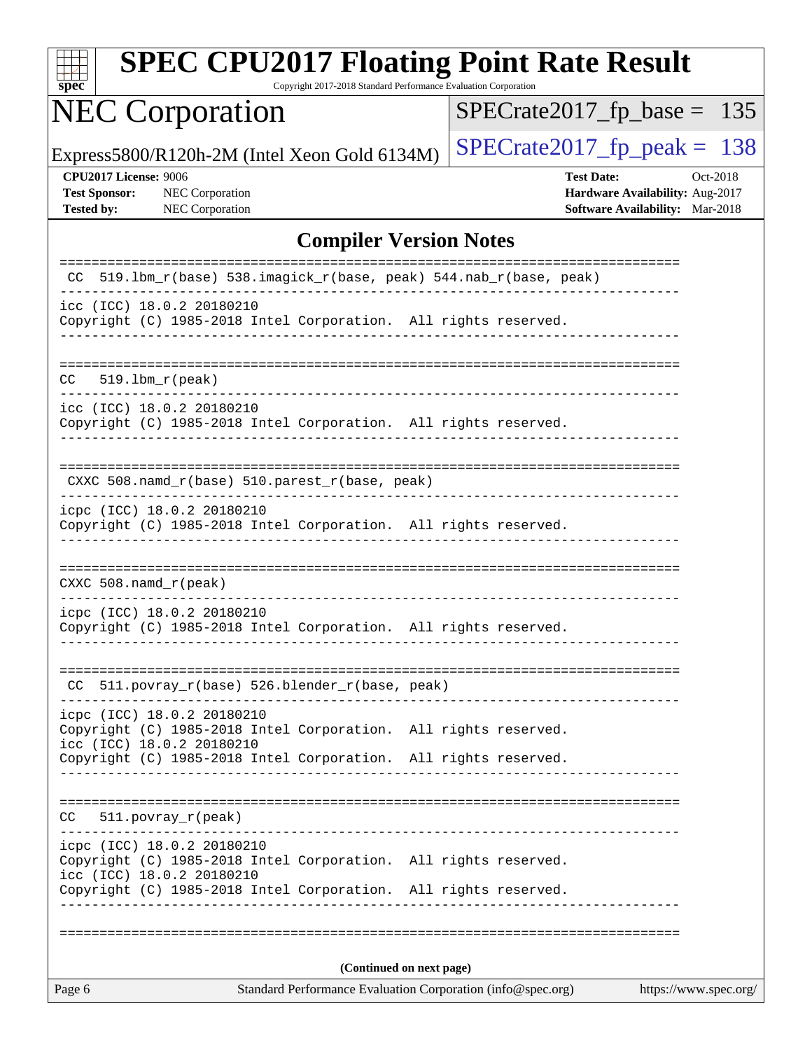# SPEC CPU2017 Floating Point Rate Result

Copyright 2017-2018 Standard Performance Evaluation Corporation

## NEC Corporation

Express5800/R120h-2M (Intel Xeon Gold 6134M)

SPECrate2017_fp_base = 135

SPECrate2017_fp_peak = 138

**CPU2017 License:** 9006
**Test Sponsor:** NEC Corporation
**Tested by:** NEC Corporation

**Test Date:** Oct-2018
**Hardware Availability:** Aug-2017
**Software Availability:** Mar-2018

### Compiler Version Notes

```
==============================================================================
 CC  519.lbm_r(base) 538.imagick_r(base, peak) 544.nab_r(base, peak)
------------------------------------------------------------------------------
icc (ICC) 18.0.2 20180210
Copyright (C) 1985-2018 Intel Corporation.  All rights reserved.
------------------------------------------------------------------------------

==============================================================================
CC   519.lbm_r(peak)
------------------------------------------------------------------------------
icc (ICC) 18.0.2 20180210
Copyright (C) 1985-2018 Intel Corporation.  All rights reserved.
------------------------------------------------------------------------------

==============================================================================
 CXXC 508.namd_r(base) 510.parest_r(base, peak)
------------------------------------------------------------------------------
icpc (ICC) 18.0.2 20180210
Copyright (C) 1985-2018 Intel Corporation.  All rights reserved.
------------------------------------------------------------------------------

==============================================================================
CXXC 508.namd_r(peak)
------------------------------------------------------------------------------
icpc (ICC) 18.0.2 20180210
Copyright (C) 1985-2018 Intel Corporation.  All rights reserved.
------------------------------------------------------------------------------

==============================================================================
 CC  511.povray_r(base) 526.blender_r(base, peak)
------------------------------------------------------------------------------
icpc (ICC) 18.0.2 20180210
Copyright (C) 1985-2018 Intel Corporation.  All rights reserved.
icc (ICC) 18.0.2 20180210
Copyright (C) 1985-2018 Intel Corporation.  All rights reserved.
------------------------------------------------------------------------------

==============================================================================
CC   511.povray_r(peak)
------------------------------------------------------------------------------
icpc (ICC) 18.0.2 20180210
Copyright (C) 1985-2018 Intel Corporation.  All rights reserved.
icc (ICC) 18.0.2 20180210
Copyright (C) 1985-2018 Intel Corporation.  All rights reserved.
------------------------------------------------------------------------------

==============================================================================
```

**(Continued on next page)**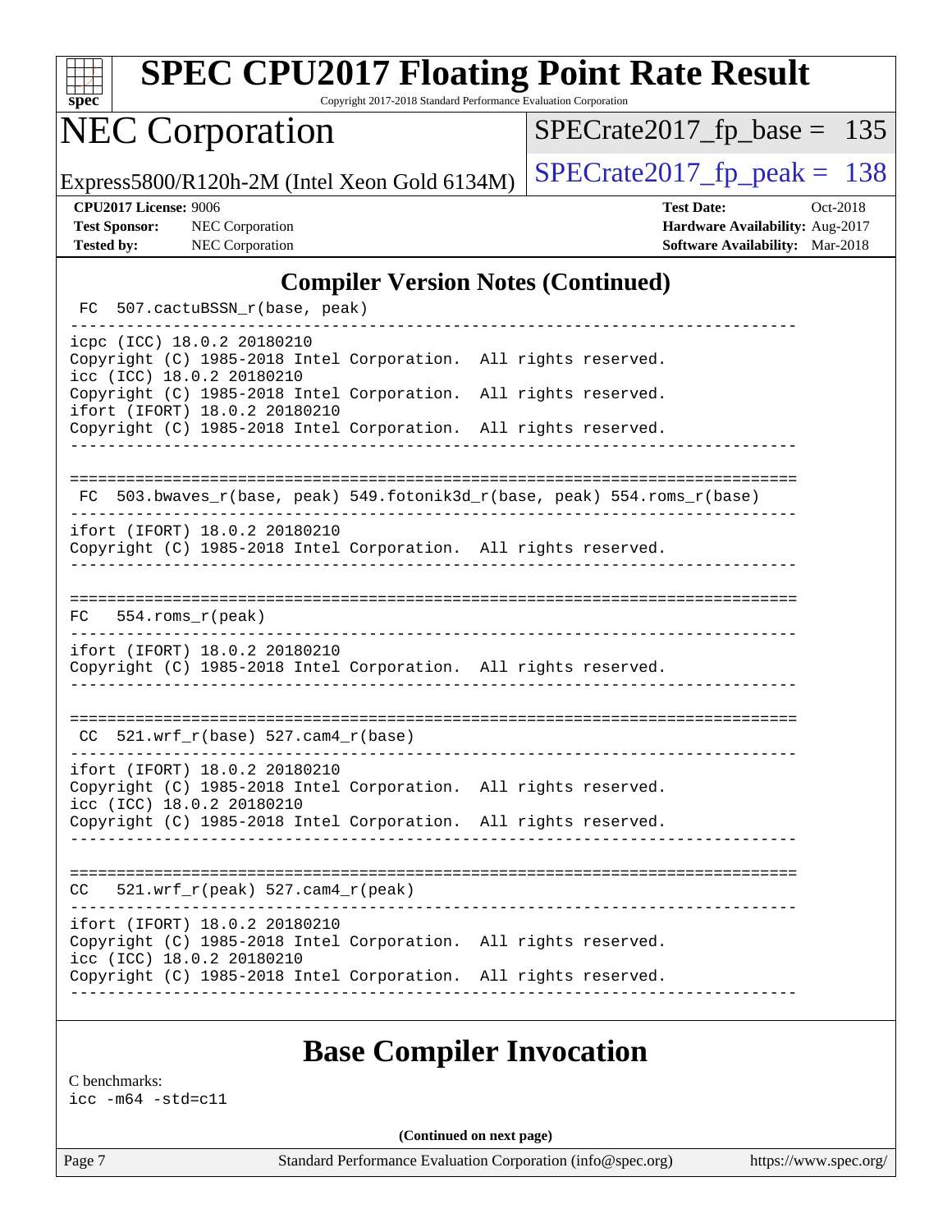## Compiler Version Notes (Continued)

```
 FC  507.cactuBSSN_r(base, peak)
------------------------------------------------------------------------------
icpc (ICC) 18.0.2 20180210
Copyright (C) 1985-2018 Intel Corporation.  All rights reserved.
icc (ICC) 18.0.2 20180210
Copyright (C) 1985-2018 Intel Corporation.  All rights reserved.
ifort (IFORT) 18.0.2 20180210
Copyright (C) 1985-2018 Intel Corporation.  All rights reserved.
------------------------------------------------------------------------------

==============================================================================
 FC  503.bwaves_r(base, peak) 549.fotonik3d_r(base, peak) 554.roms_r(base)
------------------------------------------------------------------------------
ifort (IFORT) 18.0.2 20180210
Copyright (C) 1985-2018 Intel Corporation.  All rights reserved.
------------------------------------------------------------------------------

==============================================================================
 FC   554.roms_r(peak)
------------------------------------------------------------------------------
ifort (IFORT) 18.0.2 20180210
Copyright (C) 1985-2018 Intel Corporation.  All rights reserved.
------------------------------------------------------------------------------

==============================================================================
 CC  521.wrf_r(base) 527.cam4_r(base)
------------------------------------------------------------------------------
ifort (IFORT) 18.0.2 20180210
Copyright (C) 1985-2018 Intel Corporation.  All rights reserved.
icc (ICC) 18.0.2 20180210
Copyright (C) 1985-2018 Intel Corporation.  All rights reserved.
------------------------------------------------------------------------------

==============================================================================
 CC   521.wrf_r(peak) 527.cam4_r(peak)
------------------------------------------------------------------------------
ifort (IFORT) 18.0.2 20180210
Copyright (C) 1985-2018 Intel Corporation.  All rights reserved.
icc (ICC) 18.0.2 20180210
Copyright (C) 1985-2018 Intel Corporation.  All rights reserved.
------------------------------------------------------------------------------
```

## Base Compiler Invocation

C benchmarks:
icc -m64 -std=c11

(Continued on next page)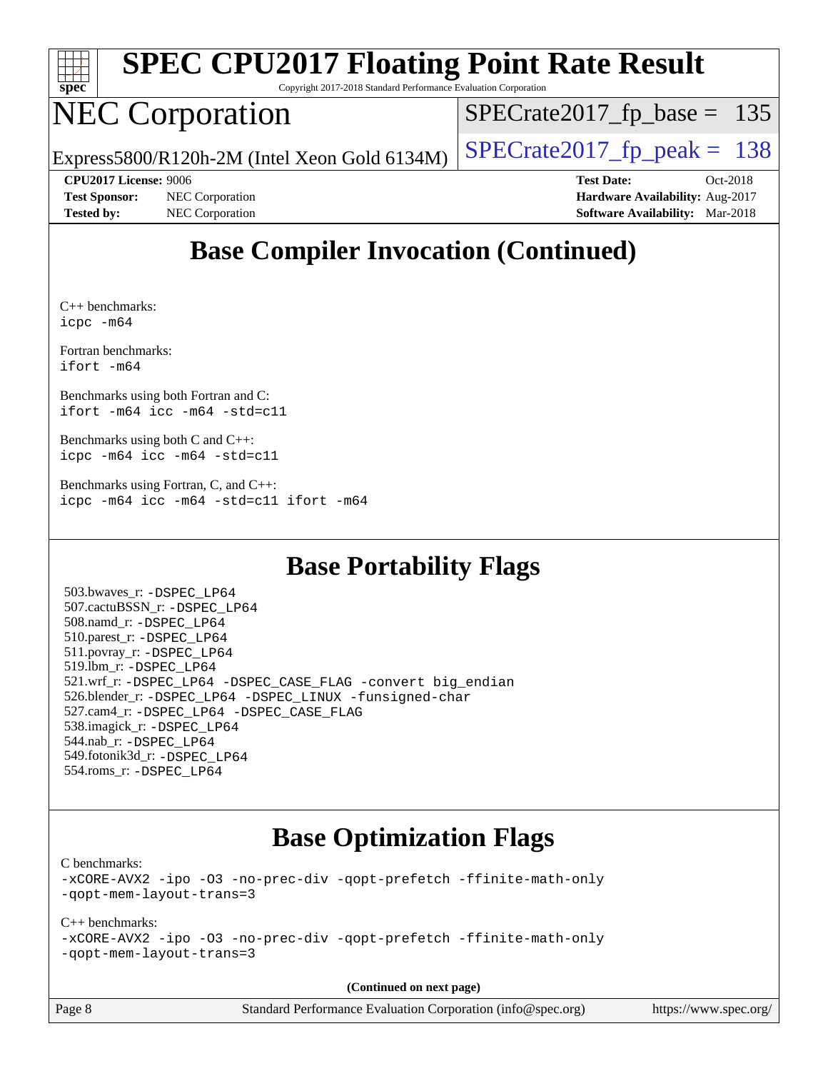# SPEC CPU2017 Floating Point Rate Result

Copyright 2017-2018 Standard Performance Evaluation Corporation

# NEC Corporation

Express5800/R120h-2M (Intel Xeon Gold 6134M)

SPECrate2017_fp_base = 135

SPECrate2017_fp_peak = 138

**CPU2017 License:** 9006
**Test Sponsor:** NEC Corporation
**Tested by:** NEC Corporation

**Test Date:** Oct-2018
**Hardware Availability:** Aug-2017
**Software Availability:** Mar-2018

## Base Compiler Invocation (Continued)

C++ benchmarks:
`icpc -m64`

Fortran benchmarks:
`ifort -m64`

Benchmarks using both Fortran and C:
`ifort -m64 icc -m64 -std=c11`

Benchmarks using both C and C++:
`icpc -m64 icc -m64 -std=c11`

Benchmarks using Fortran, C, and C++:
`icpc -m64 icc -m64 -std=c11 ifort -m64`

## Base Portability Flags

503.bwaves_r: `-DSPEC_LP64`
507.cactuBSSN_r: `-DSPEC_LP64`
508.namd_r: `-DSPEC_LP64`
510.parest_r: `-DSPEC_LP64`
511.povray_r: `-DSPEC_LP64`
519.lbm_r: `-DSPEC_LP64`
521.wrf_r: `-DSPEC_LP64 -DSPEC_CASE_FLAG -convert big_endian`
526.blender_r: `-DSPEC_LP64 -DSPEC_LINUX -funsigned-char`
527.cam4_r: `-DSPEC_LP64 -DSPEC_CASE_FLAG`
538.imagick_r: `-DSPEC_LP64`
544.nab_r: `-DSPEC_LP64`
549.fotonik3d_r: `-DSPEC_LP64`
554.roms_r: `-DSPEC_LP64`

## Base Optimization Flags

C benchmarks:
`-xCORE-AVX2 -ipo -O3 -no-prec-div -qopt-prefetch -ffinite-math-only -qopt-mem-layout-trans=3`

C++ benchmarks:
`-xCORE-AVX2 -ipo -O3 -no-prec-div -qopt-prefetch -ffinite-math-only -qopt-mem-layout-trans=3`

**(Continued on next page)**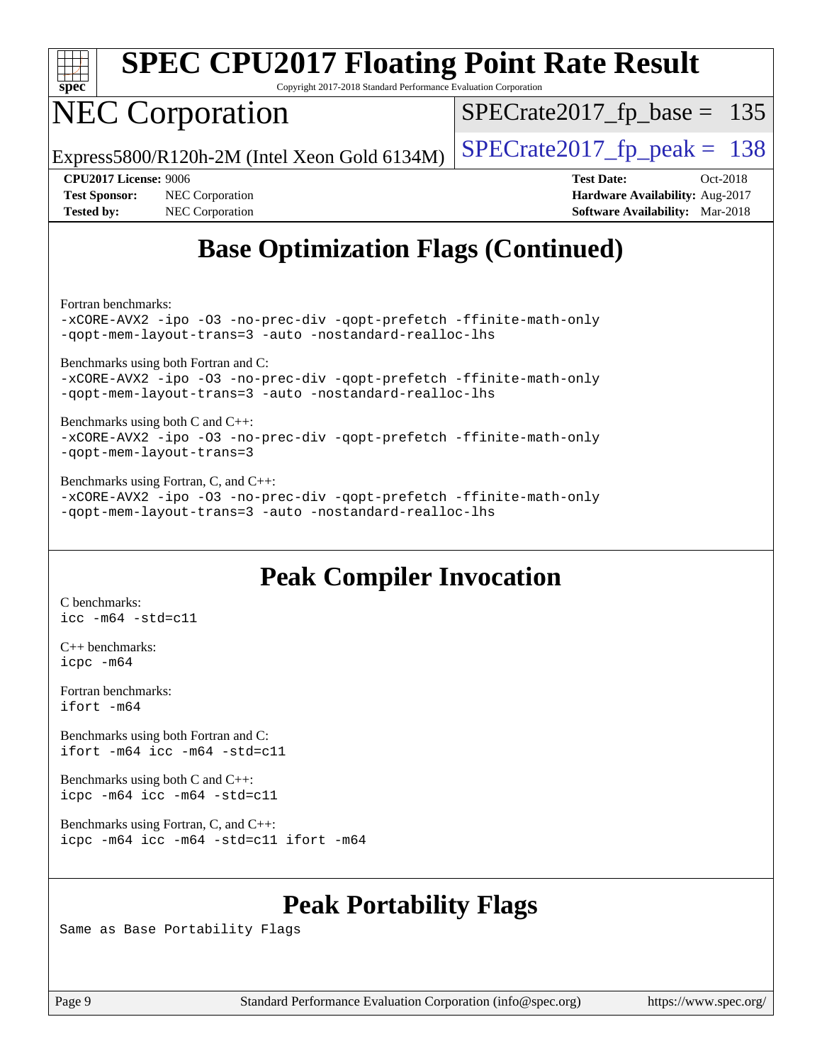## Base Optimization Flags (Continued)

Fortran benchmarks:
```
-xCORE-AVX2 -ipo -O3 -no-prec-div -qopt-prefetch -ffinite-math-only
-qopt-mem-layout-trans=3 -auto -nostandard-realloc-lhs
```

Benchmarks using both Fortran and C:
```
-xCORE-AVX2 -ipo -O3 -no-prec-div -qopt-prefetch -ffinite-math-only
-qopt-mem-layout-trans=3 -auto -nostandard-realloc-lhs
```

Benchmarks using both C and C++:
```
-xCORE-AVX2 -ipo -O3 -no-prec-div -qopt-prefetch -ffinite-math-only
-qopt-mem-layout-trans=3
```

Benchmarks using Fortran, C, and C++:
```
-xCORE-AVX2 -ipo -O3 -no-prec-div -qopt-prefetch -ffinite-math-only
-qopt-mem-layout-trans=3 -auto -nostandard-realloc-lhs
```

## Peak Compiler Invocation

C benchmarks:
```
icc -m64 -std=c11
```

C++ benchmarks:
```
icpc -m64
```

Fortran benchmarks:
```
ifort -m64
```

Benchmarks using both Fortran and C:
```
ifort -m64 icc -m64 -std=c11
```

Benchmarks using both C and C++:
```
icpc -m64 icc -m64 -std=c11
```

Benchmarks using Fortran, C, and C++:
```
icpc -m64 icc -m64 -std=c11 ifort -m64
```

## Peak Portability Flags

Same as Base Portability Flags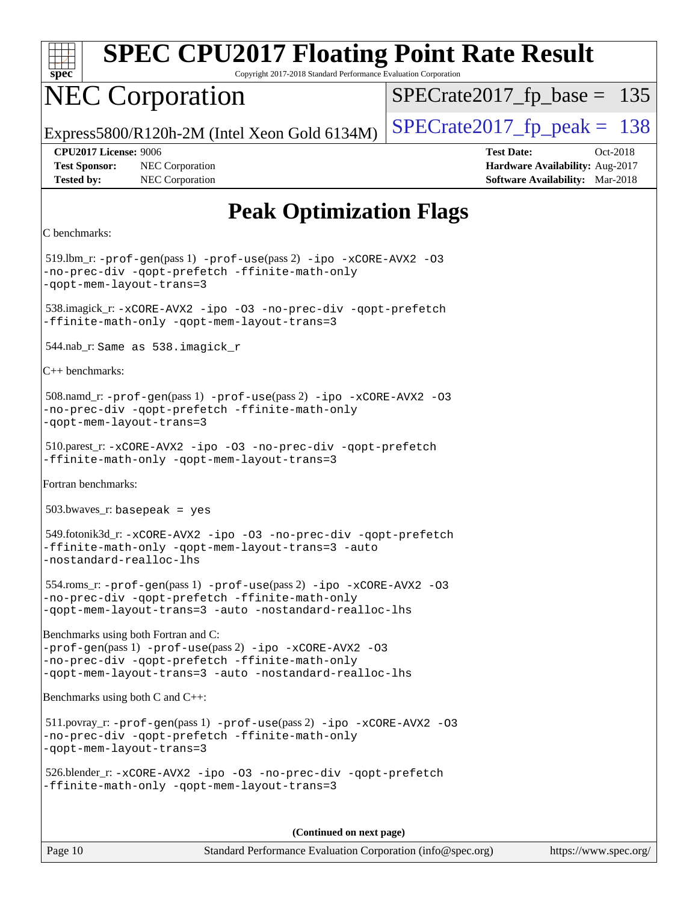# Peak Optimization Flags

C benchmarks:

519.lbm_r: -prof-gen(pass 1) -prof-use(pass 2) -ipo -xCORE-AVX2 -O3 -no-prec-div -qopt-prefetch -ffinite-math-only -qopt-mem-layout-trans=3

538.imagick_r: -xCORE-AVX2 -ipo -O3 -no-prec-div -qopt-prefetch -ffinite-math-only -qopt-mem-layout-trans=3

544.nab_r: Same as 538.imagick_r

C++ benchmarks:

508.namd_r: -prof-gen(pass 1) -prof-use(pass 2) -ipo -xCORE-AVX2 -O3 -no-prec-div -qopt-prefetch -ffinite-math-only -qopt-mem-layout-trans=3

510.parest_r: -xCORE-AVX2 -ipo -O3 -no-prec-div -qopt-prefetch -ffinite-math-only -qopt-mem-layout-trans=3

Fortran benchmarks:

503.bwaves_r: basepeak = yes

549.fotonik3d_r: -xCORE-AVX2 -ipo -O3 -no-prec-div -qopt-prefetch -ffinite-math-only -qopt-mem-layout-trans=3 -auto -nostandard-realloc-lhs

554.roms_r: -prof-gen(pass 1) -prof-use(pass 2) -ipo -xCORE-AVX2 -O3 -no-prec-div -qopt-prefetch -ffinite-math-only -qopt-mem-layout-trans=3 -auto -nostandard-realloc-lhs

Benchmarks using both Fortran and C:
-prof-gen(pass 1) -prof-use(pass 2) -ipo -xCORE-AVX2 -O3 -no-prec-div -qopt-prefetch -ffinite-math-only -qopt-mem-layout-trans=3 -auto -nostandard-realloc-lhs

Benchmarks using both C and C++:

511.povray_r: -prof-gen(pass 1) -prof-use(pass 2) -ipo -xCORE-AVX2 -O3 -no-prec-div -qopt-prefetch -ffinite-math-only -qopt-mem-layout-trans=3

526.blender_r: -xCORE-AVX2 -ipo -O3 -no-prec-div -qopt-prefetch -ffinite-math-only -qopt-mem-layout-trans=3

**(Continued on next page)**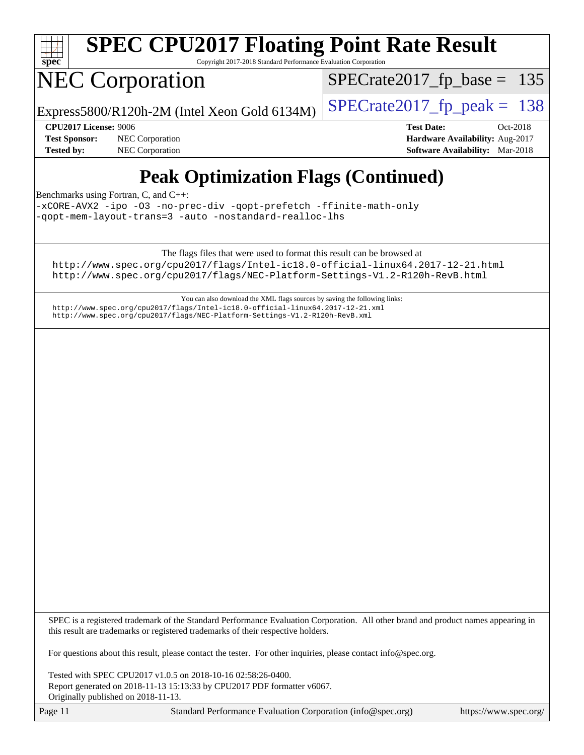# SPEC CPU2017 Floating Point Rate Result

Copyright 2017-2018 Standard Performance Evaluation Corporation

# NEC Corporation

Express5800/R120h-2M (Intel Xeon Gold 6134M)

SPECrate2017_fp_base = 135

SPECrate2017_fp_peak = 138

**CPU2017 License:** 9006
**Test Sponsor:** NEC Corporation
**Tested by:** NEC Corporation

**Test Date:** Oct-2018
**Hardware Availability:** Aug-2017
**Software Availability:** Mar-2018

## Peak Optimization Flags (Continued)

Benchmarks using Fortran, C, and C++:

```
-xCORE-AVX2 -ipo -O3 -no-prec-div -qopt-prefetch -ffinite-math-only
-qopt-mem-layout-trans=3 -auto -nostandard-realloc-lhs
```

The flags files that were used to format this result can be browsed at

http://www.spec.org/cpu2017/flags/Intel-ic18.0-official-linux64.2017-12-21.html
http://www.spec.org/cpu2017/flags/NEC-Platform-Settings-V1.2-R120h-RevB.html

You can also download the XML flags sources by saving the following links:

http://www.spec.org/cpu2017/flags/Intel-ic18.0-official-linux64.2017-12-21.xml
http://www.spec.org/cpu2017/flags/NEC-Platform-Settings-V1.2-R120h-RevB.xml

SPEC is a registered trademark of the Standard Performance Evaluation Corporation. All other brand and product names appearing in this result are trademarks or registered trademarks of their respective holders.

For questions about this result, please contact the tester. For other inquiries, please contact info@spec.org.

Tested with SPEC CPU2017 v1.0.5 on 2018-10-16 02:58:26-0400.
Report generated on 2018-11-13 15:13:33 by CPU2017 PDF formatter v6067.
Originally published on 2018-11-13.